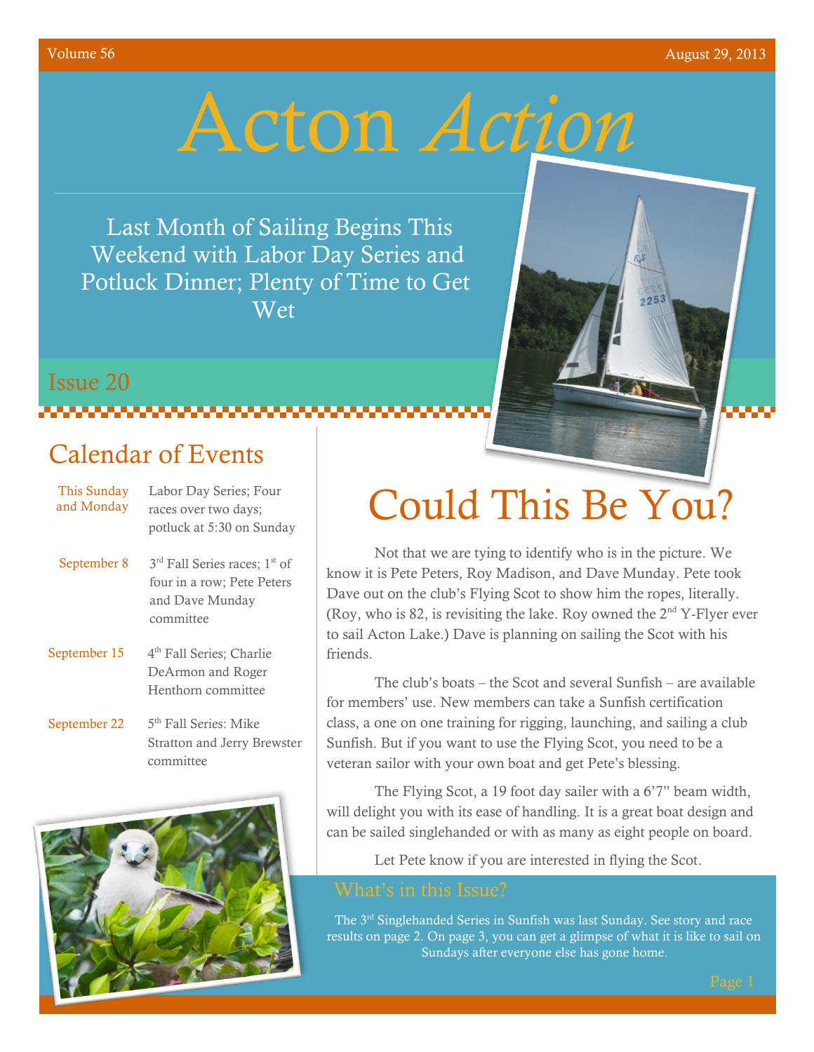# Acton *Action*

## Last Month of Sailing Begins This Weekend with Labor Day Series and Potluck Dinner; Plenty of Time to Get Wet

Issue 20

## Calendar of Events

| | |
|---|---|
| This Sunday and Monday | Labor Day Series; Four races over two days; potluck at 5:30 on Sunday |
| September 8 | 3rd Fall Series races; 1st of four in a row; Pete Peters and Dave Munday committee |
| September 15 | 4th Fall Series; Charlie DeArmon and Roger Henthorn committee |
| September 22 | 5th Fall Series: Mike Stratton and Jerry Brewster committee |

# Could This Be You?

Not that we are tying to identify who is in the picture. We know it is Pete Peters, Roy Madison, and Dave Munday. Pete took Dave out on the club's Flying Scot to show him the ropes, literally. (Roy, who is 82, is revisiting the lake. Roy owned the 2nd Y-Flyer ever to sail Acton Lake.) Dave is planning on sailing the Scot with his friends.

The club's boats – the Scot and several Sunfish – are available for members' use. New members can take a Sunfish certification class, a one on one training for rigging, launching, and sailing a club Sunfish. But if you want to use the Flying Scot, you need to be a veteran sailor with your own boat and get Pete's blessing.

The Flying Scot, a 19 foot day sailer with a 6'7" beam width, will delight you with its ease of handling. It is a great boat design and can be sailed singlehanded or with as many as eight people on board.

Let Pete know if you are interested in flying the Scot.

### What's in this Issue?

The 3rd Singlehanded Series in Sunfish was last Sunday. See story and race results on page 2. On page 3, you can get a glimpse of what it is like to sail on Sundays after everyone else has gone home.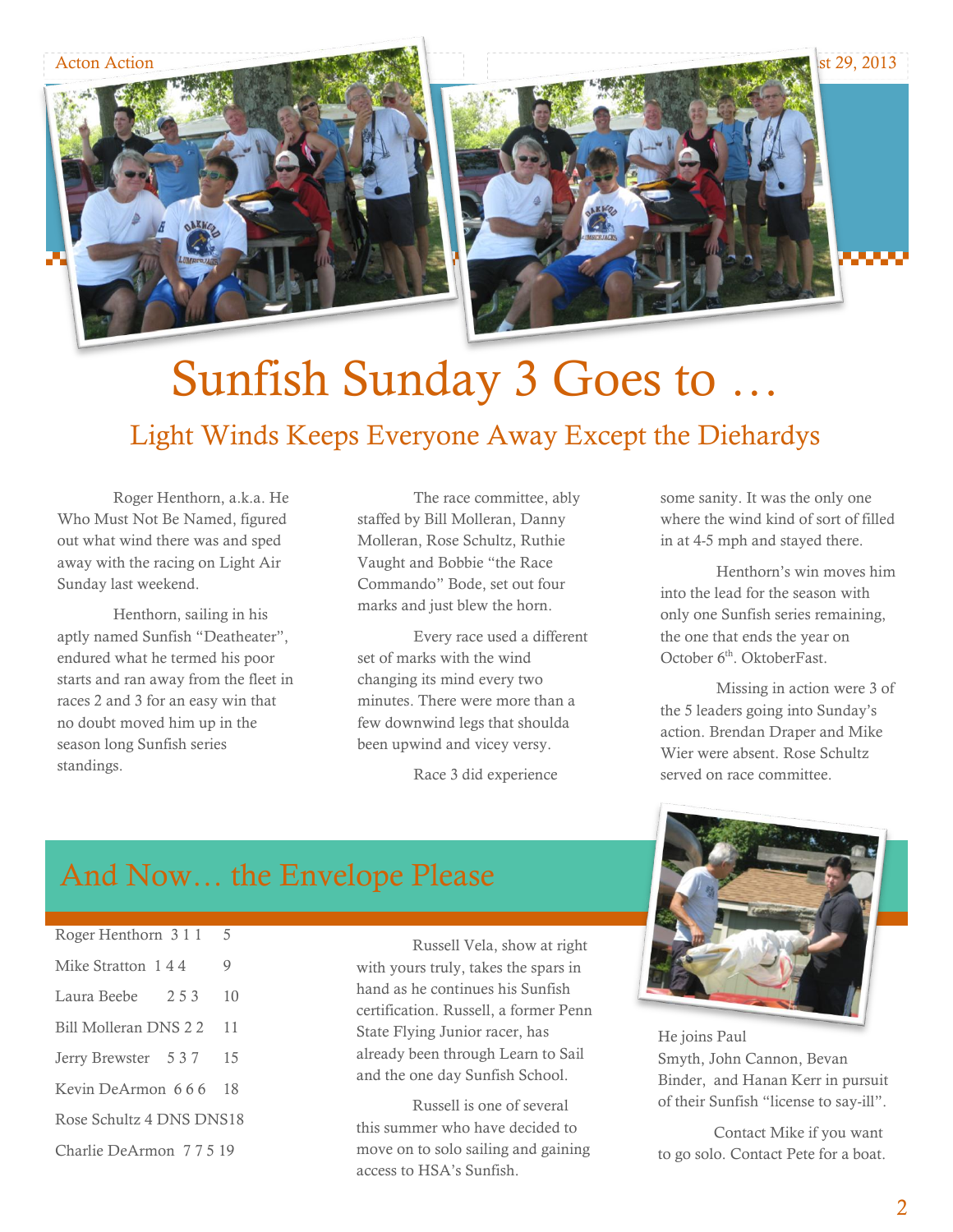// Filled page per rules. header omitted ("Acton Action", date) and page number.

# Sunfish Sunday 3 Goes to …

## Light Winds Keeps Everyone Away Except the Diehardys

Roger Henthorn, a.k.a. He Who Must Not Be Named, figured out what wind there was and sped away with the racing on Light Air Sunday last weekend.

Henthorn, sailing in his aptly named Sunfish "Deatheater", endured what he termed his poor starts and ran away from the fleet in races 2 and 3 for an easy win that no doubt moved him up in the season long Sunfish series standings.

The race committee, ably staffed by Bill Molleran, Danny Molleran, Rose Schultz, Ruthie Vaught and Bobbie "the Race Commando" Bode, set out four marks and just blew the horn.

Every race used a different set of marks with the wind changing its mind every two minutes. There were more than a few downwind legs that shoulda been upwind and vicey versy.

Race 3 did experience some sanity. It was the only one where the wind kind of sort of filled in at 4-5 mph and stayed there.

Henthorn's win moves him into the lead for the season with only one Sunfish series remaining, the one that ends the year on October 6th. OktoberFast.

Missing in action were 3 of the 5 leaders going into Sunday's action. Brendan Draper and Mike Wier were absent. Rose Schultz served on race committee.

## And Now… the Envelope Please

| Name | Races | Total |
|---|---|---|
| Roger Henthorn | 3 1 1 | 5 |
| Mike Stratton | 1 4 4 | 9 |
| Laura Beebe | 2 5 3 | 10 |
| Bill Molleran | DNS 2 2 | 11 |
| Jerry Brewster | 5 3 7 | 15 |
| Kevin DeArmon | 6 6 6 | 18 |
| Rose Schultz | 4 DNS DNS | 18 |
| Charlie DeArmon | 7 7 5 | 19 |

Russell Vela, show at right with yours truly, takes the spars in hand as he continues his Sunfish certification. Russell, a former Penn State Flying Junior racer, has already been through Learn to Sail and the one day Sunfish School.

Russell is one of several this summer who have decided to move on to solo sailing and gaining access to HSA's Sunfish.

He joins Paul Smyth, John Cannon, Bevan Binder, and Hanan Kerr in pursuit of their Sunfish "license to say-ill".

Contact Mike if you want to go solo. Contact Pete for a boat.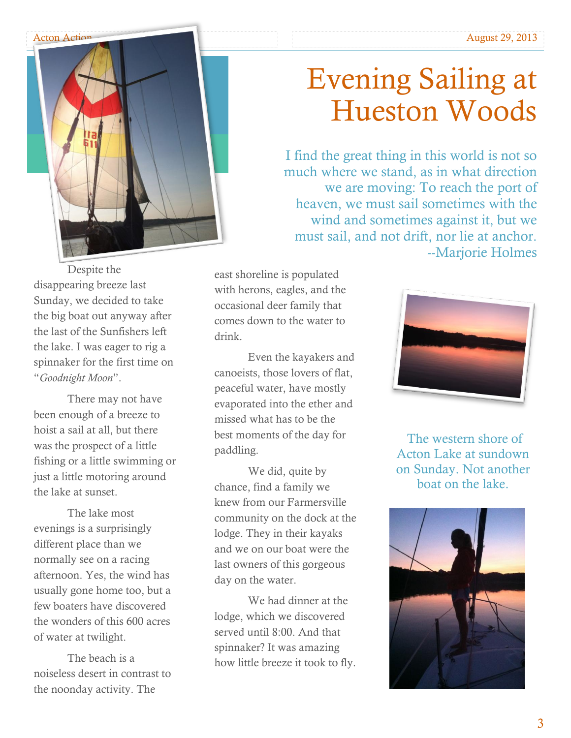# Evening Sailing at Hueston Woods

I find the great thing in this world is not so much where we stand, as in what direction we are moving: To reach the port of heaven, we must sail sometimes with the wind and sometimes against it, but we must sail, and not drift, nor lie at anchor.
--Marjorie Holmes

Despite the disappearing breeze last Sunday, we decided to take the big boat out anyway after the last of the Sunfishers left the lake. I was eager to rig a spinnaker for the first time on "*Goodnight Moon*".

There may not have been enough of a breeze to hoist a sail at all, but there was the prospect of a little fishing or a little swimming or just a little motoring around the lake at sunset.

The lake most evenings is a surprisingly different place than we normally see on a racing afternoon. Yes, the wind has usually gone home too, but a few boaters have discovered the wonders of this 600 acres of water at twilight.

The beach is a noiseless desert in contrast to the noonday activity. The east shoreline is populated with herons, eagles, and the occasional deer family that comes down to the water to drink.

Even the kayakers and canoeists, those lovers of flat, peaceful water, have mostly evaporated into the ether and missed what has to be the best moments of the day for paddling.

We did, quite by chance, find a family we knew from our Farmersville community on the dock at the lodge. They in their kayaks and we on our boat were the last owners of this gorgeous day on the water.

We had dinner at the lodge, which we discovered served until 8:00. And that spinnaker? It was amazing how little breeze it took to fly.

The western shore of Acton Lake at sundown on Sunday. Not another boat on the lake.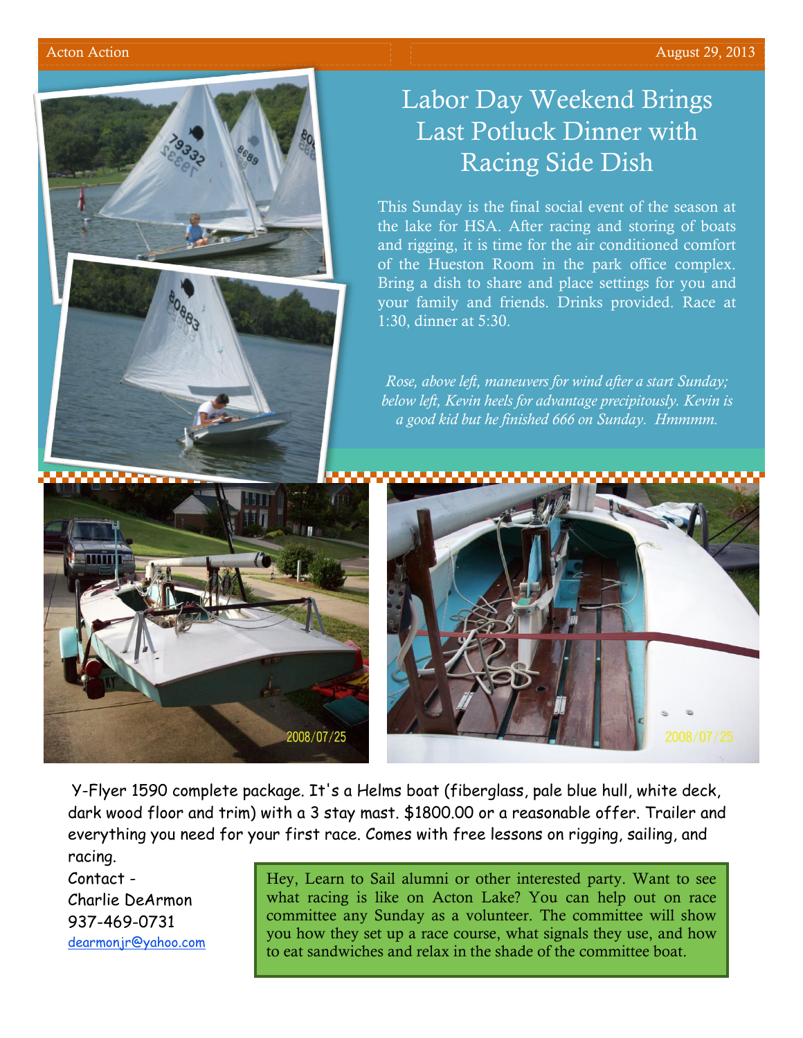# Labor Day Weekend Brings Last Potluck Dinner with Racing Side Dish

This Sunday is the final social event of the season at the lake for HSA. After racing and storing of boats and rigging, it is time for the air conditioned comfort of the Hueston Room in the park office complex. Bring a dish to share and place settings for you and your family and friends. Drinks provided. Race at 1:30, dinner at 5:30.

*Rose, above left, maneuvers for wind after a start Sunday; below left, Kevin heels for advantage precipitously. Kevin is a good kid but he finished 666 on Sunday. Hmmmm.*

Y-Flyer 1590 complete package. It's a Helms boat (fiberglass, pale blue hull, white deck, dark wood floor and trim) with a 3 stay mast. $1800.00 or a reasonable offer. Trailer and everything you need for your first race. Comes with free lessons on rigging, sailing, and racing.

Contact -
Charlie DeArmon
937-469-0731
dearmonjr@yahoo.com

Hey, Learn to Sail alumni or other interested party. Want to see what racing is like on Acton Lake? You can help out on race committee any Sunday as a volunteer. The committee will show you how they set up a race course, what signals they use, and how to eat sandwiches and relax in the shade of the committee boat.